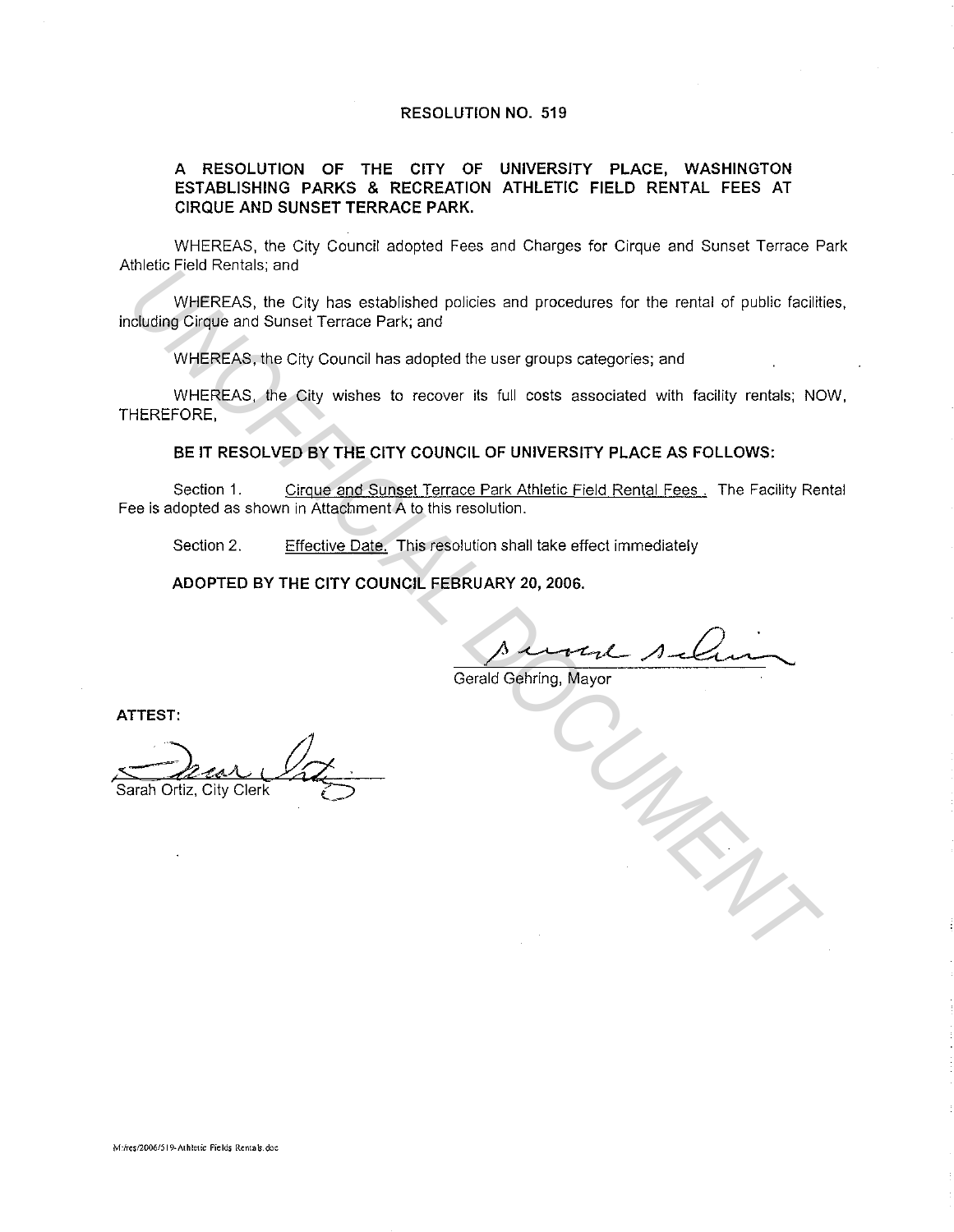# RESOLUTION NO. 519

## A RESOLUTION OF THE CITY OF UNIVERSITY PLACE, WASHINGTON ESTABLISHING PARKS & RECREATION ATHLETIC FIELD RENTAL FEES AT CIRQUE AND SUNSET TERRACE PARK.

WHEREAS, the City Council adopted Fees and Charges for Cirque and Sunset Terrace Park Athletic Field Rentals; and

WHEREAS, the City has established policies and procedures for the rental of public facilities, including Cirque and Sunset Terrace Park; and

WHEREAS, the City Council has adopted the user groups categories; and

WHEREAS, the City wishes to recover its full costs associated with facility rentals; NOW, THEREFORE,

**BE IT RESOLVED BY THE CITY COUNCIL OF UNIVERSITY PLACE AS FOLLOWS:**

Section 1. Cirque and Sunset Terrace Park Athletic Field Rental Fees . The Facility Rental Fee is adopted as shown in Attachment A to this resolution.

Section 2. Effective Date. This resolution shall take effect immediately

**ADOPTED BY THE CITY COUNCIL FEBRUARY 20, 2006.**

Gerald Gehring, Mayor

**ATTEST:**

Sarah Ortiz, City Clerk

M:/res/2006/519-Athletic Fields Rentals.doc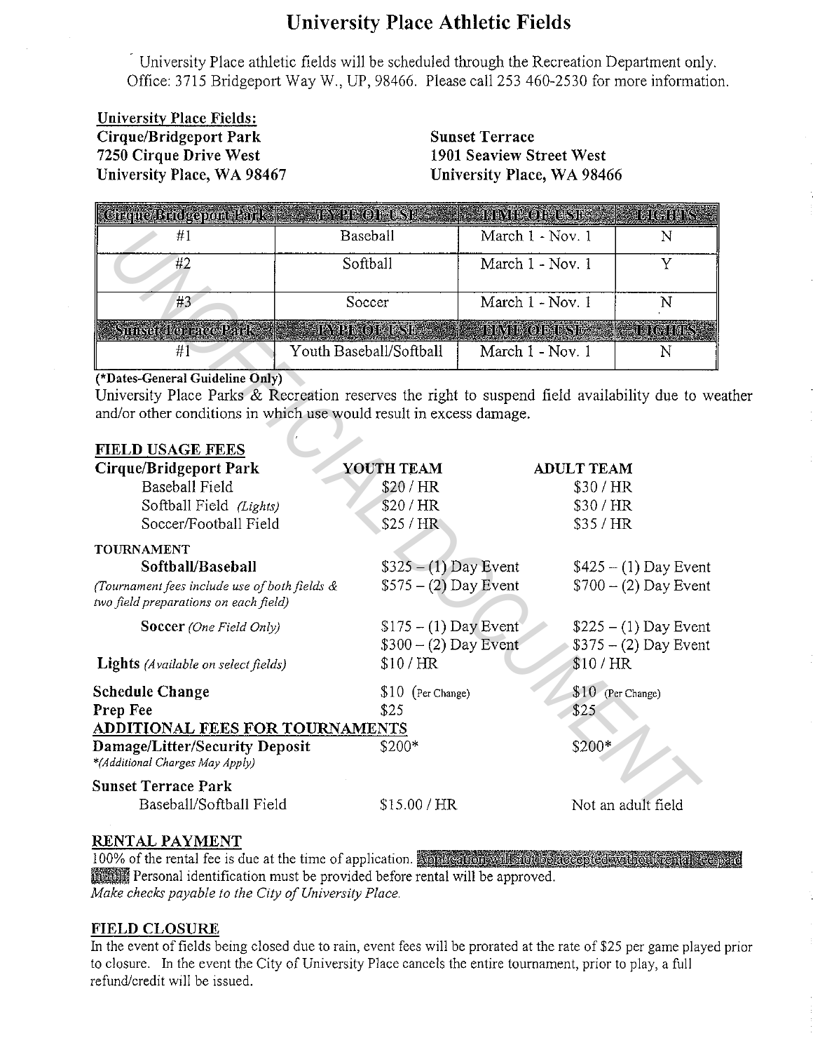# University Place Athletic Fields

University Place athletic fields will be scheduled through the Recreation Department only. Office: 3715 Bridgeport Way W., UP, 98466. Please call 253 460-2530 for more information.

**University Place Fields:**

**Cirque/Bridgeport Park**
**7250 Cirque Drive West**
**University Place, WA 98467**

**Sunset Terrace**
**1901 Seaview Street West**
**University Place, WA 98466**

| Cirque/Bridgeport Park | TYPE OF USE | TIME OF USE | LIGHTS |
|---|---|---|---|
| #1 | Baseball | March 1 - Nov. 1 | N |
| #2 | Softball | March 1 - Nov. 1 | Y |
| #3 | Soccer | March 1 - Nov. 1 | N |
| **Sunset Terrace Park** | **TYPE OF USE** | **TIME OF USE** | **LIGHTS** |
| #1 | Youth Baseball/Softball | March 1 - Nov. 1 | N |

**(*Dates-General Guideline Only)**

University Place Parks & Recreation reserves the right to suspend field availability due to weather and/or other conditions in which use would result in excess damage.

## FIELD USAGE FEES

| | YOUTH TEAM | ADULT TEAM |
|---|---|---|
| **Cirque/Bridgeport Park** | | |
| Baseball Field | $20 / HR | $30 / HR |
| Softball Field *(Lights)* | $20 / HR | $30 / HR |
| Soccer/Football Field | $25 / HR | $35 / HR |
| **TOURNAMENT** | | |
| **Softball/Baseball** | $325 – (1) Day Event | $425 – (1) Day Event |
| *(Tournament fees include use of both fields & two field preparations on each field)* | $575 – (2) Day Event | $700 – (2) Day Event |
| **Soccer** *(One Field Only)* | $175 – (1) Day Event | $225 – (1) Day Event |
| | $300 – (2) Day Event | $375 – (2) Day Event |
| **Lights** *(Available on select fields)* | $10 / HR | $10 / HR |
| **Schedule Change** | $10 (Per Change) | $10 (Per Change) |
| **Prep Fee** | $25 | $25 |
| **ADDITIONAL FEES FOR TOURNAMENTS** | | |
| **Damage/Litter/Security Deposit** *(Additional Charges May Apply)* | $200* | $200* |
| **Sunset Terrace Park** | | |
| Baseball/Softball Field | $15.00 / HR | Not an adult field |

## RENTAL PAYMENT

100% of the rental fee is due at the time of application. Application will not be accepted without rental fee paid in full. Personal identification must be provided before rental will be approved.
*Make checks payable to the City of University Place.*

## FIELD CLOSURE

In the event of fields being closed due to rain, event fees will be prorated at the rate of $25 per game played prior to closure. In the event the City of University Place cancels the entire tournament, prior to play, a full refund/credit will be issued.